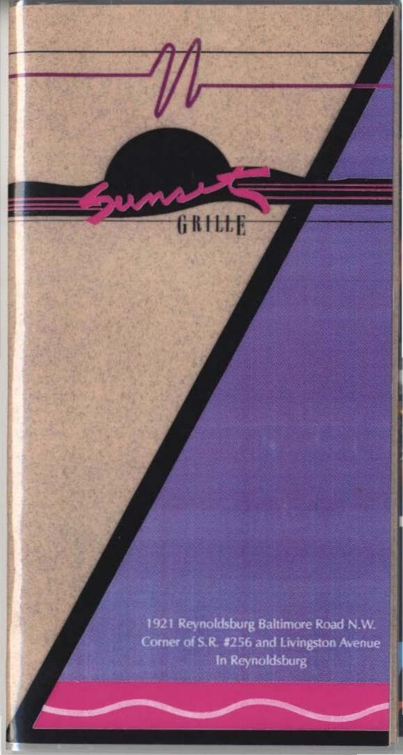# Sunset GRILLE

1921 Reynoldsburg Baltimore Road N.W.
Corner of S.R. #256 and Livingston Avenue
In Reynoldsburg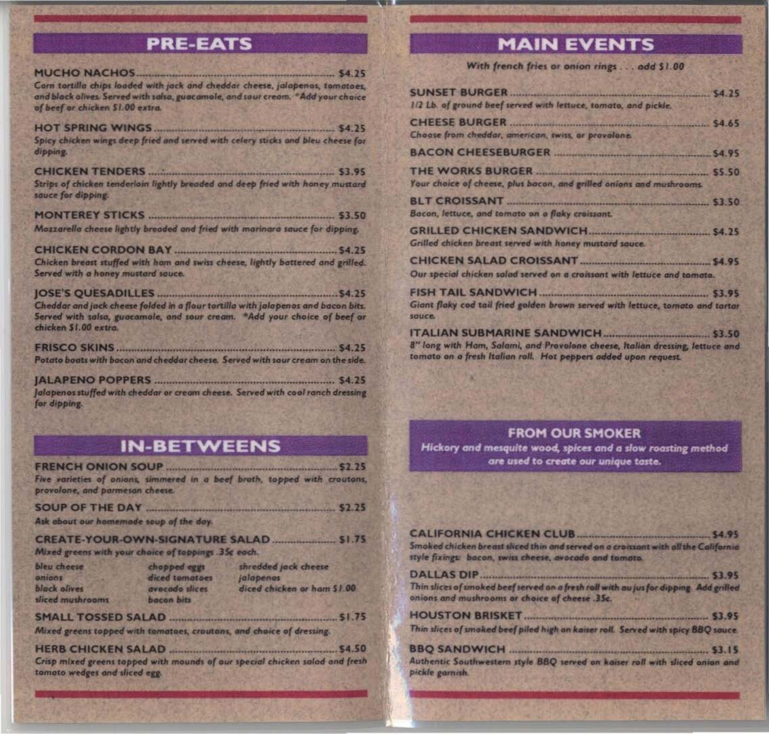## PRE-EATS

**MUCHO NACHOS** .......... $4.25
*Corn tortilla chips loaded with jack and cheddar cheese, jalapenos, tomatoes, and black olives. Served with salsa, guacamole, and sour cream. *Add your choice of beef or chicken $1.00 extra.*

**HOT SPRING WINGS** .......... $4.25
*Spicy chicken wings deep fried and served with celery sticks and bleu cheese for dipping.*

**CHICKEN TENDERS** .......... $3.95
*Strips of chicken tenderloin lightly breaded and deep fried with honey mustard sauce for dipping.*

**MONTEREY STICKS** .......... $3.50
*Mozzarella cheese lightly breaded and fried with marinara sauce for dipping.*

**CHICKEN CORDON BAY** .......... $4.25
*Chicken breast stuffed with ham and swiss cheese, lightly battered and grilled. Served with a honey mustard sauce.*

**JOSE'S QUESADILLES** .......... $4.25
*Cheddar and jack cheese folded in a flour tortilla with jalapenos and bacon bits. Served with salsa, guacamole, and sour cream. *Add your choice of beef or chicken $1.00 extra.*

**FRISCO SKINS** .......... $4.25
*Potato boats with bacon and cheddar cheese. Served with sour cream on the side.*

**JALAPENO POPPERS** .......... $4.25
*Jalapenos stuffed with cheddar or cream cheese. Served with cool ranch dressing for dipping.*

## IN-BETWEENS

**FRENCH ONION SOUP** .......... $2.25
*Five varieties of onions, simmered in a beef broth, topped with croutons, provolone, and parmesan cheese.*

**SOUP OF THE DAY** .......... $2.25
*Ask about our homemade soup of the day.*

**CREATE-YOUR-OWN-SIGNATURE SALAD** .......... $1.75
*Mixed greens with your choice of toppings .35¢ each.*

- *bleu cheese*
- *onions*
- *black olives*
- *sliced mushrooms*
- *chopped eggs*
- *diced tomatoes*
- *avocado slices*
- *bacon bits*
- *shredded jack cheese*
- *jalapenos*
- *diced chicken or ham $1.00*

**SMALL TOSSED SALAD** .......... $1.75
*Mixed greens topped with tomatoes, croutons, and choice of dressing.*

**HERB CHICKEN SALAD** .......... $4.50
*Crisp mixed greens topped with mounds of our special chicken salad and fresh tomato wedges and sliced egg.*

## MAIN EVENTS

*With french fries or onion rings . . . add $1.00*

**SUNSET BURGER** .......... $4.25
*1/2 Lb. of ground beef served with lettuce, tomato, and pickle.*

**CHEESE BURGER** .......... $4.65
*Choose from cheddar, american, swiss, or provolone.*

**BACON CHEESEBURGER** .......... $4.95

**THE WORKS BURGER** .......... $5.50
*Your choice of cheese, plus bacon, and grilled onions and mushrooms.*

**BLT CROISSANT** .......... $3.50
*Bacon, lettuce, and tomato on a flaky croissant.*

**GRILLED CHICKEN SANDWICH** .......... $4.25
*Grilled chicken breast served with honey mustard sauce.*

**CHICKEN SALAD CROISSANT** .......... $4.95
*Our special chicken salad served on a croissant with lettuce and tomato.*

**FISH TAIL SANDWICH** .......... $3.95
*Giant flaky cod tail fried golden brown served with lettuce, tomato and tartar sauce.*

**ITALIAN SUBMARINE SANDWICH** .......... $3.50
*8" long with Ham, Salami, and Provolone cheese, Italian dressing, lettuce and tomato on a fresh Italian roll. Hot peppers added upon request.*

## FROM OUR SMOKER

*Hickory and mesquite wood, spices and a slow roasting method are used to create our unique taste.*

**CALIFORNIA CHICKEN CLUB** .......... $4.95
*Smoked chicken breast sliced thin and served on a croissant with all the California style fixings: bacon, swiss cheese, avocado and tomato.*

**DALLAS DIP** .......... $3.95
*Thin slices of smoked beef served on a fresh roll with au jus for dipping. Add grilled onions and mushrooms or choice of cheese .35¢.*

**HOUSTON BRISKET** .......... $3.95
*Thin slices of smoked beef piled high on kaiser roll. Served with spicy BBQ sauce.*

**BBQ SANDWICH** .......... $3.15
*Authentic Southwestern style BBQ served on kaiser roll with sliced onion and pickle garnish.*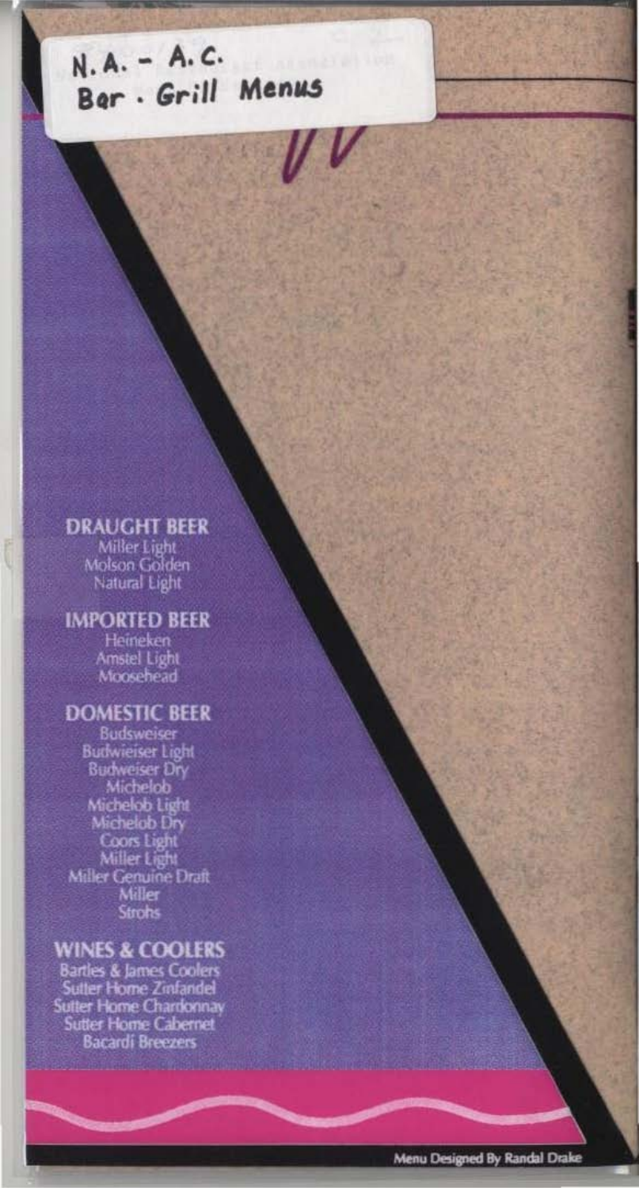N.A. - A.C.
Bar · Grill Menus

## DRAUGHT BEER

Miller Light
Molson Golden
Natural Light

## IMPORTED BEER

Heineken
Amstel Light
Moosehead

## DOMESTIC BEER

Budsweiser
Budwieiser Light
Budweiser Dry
Michelob
Michelob Light
Michelob Dry
Coors Light
Miller Light
Miller Genuine Draft
Miller
Strohs

## WINES & COOLERS

Bartles & James Coolers
Sutter Home Zinfandel
Sutter Home Chardonnay
Sutter Home Cabernet
Bacardi Breezers

Menu Designed By Randal Drake